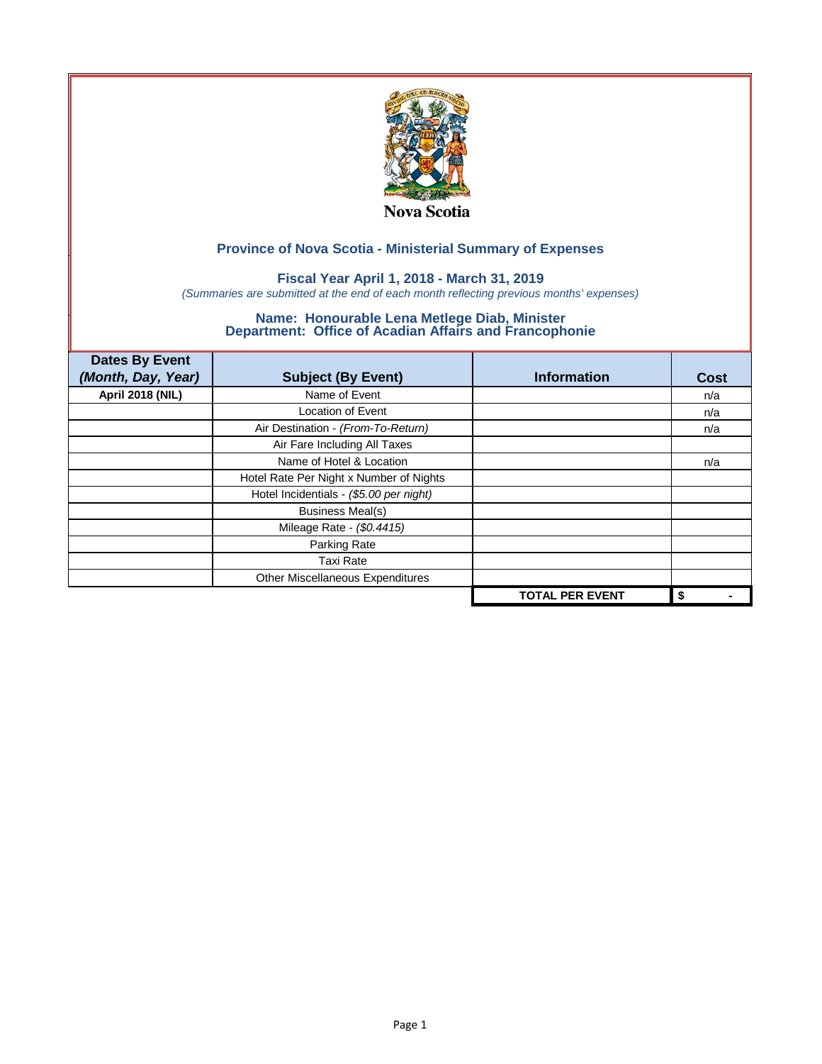Nova Scotia

## Province of Nova Scotia - Ministerial Summary of Expenses

### Fiscal Year April 1, 2018 - March 31, 2019

*(Summaries are submitted at the end of each month reflecting previous months' expenses)*

### Name: Honourable Lena Metlege Diab, Minister
### Department: Office of Acadian Affairs and Francophonie

| Dates By Event *(Month, Day, Year)* | Subject (By Event) | Information | Cost |
|---|---|---|---|
| **April 2018 (NIL)** | Name of Event | | n/a |
| | Location of Event | | n/a |
| | Air Destination - *(From-To-Return)* | | n/a |
| | Air Fare Including All Taxes | | |
| | Name of Hotel & Location | | n/a |
| | Hotel Rate Per Night x Number of Nights | | |
| | Hotel Incidentials - *($5.00 per night)* | | |
| | Business Meal(s) | | |
| | Mileage Rate - *($0.4415)* | | |
| | Parking Rate | | |
| | Taxi Rate | | |
| | Other Miscellaneous Expenditures | | |
| | | **TOTAL PER EVENT** | **$ -** |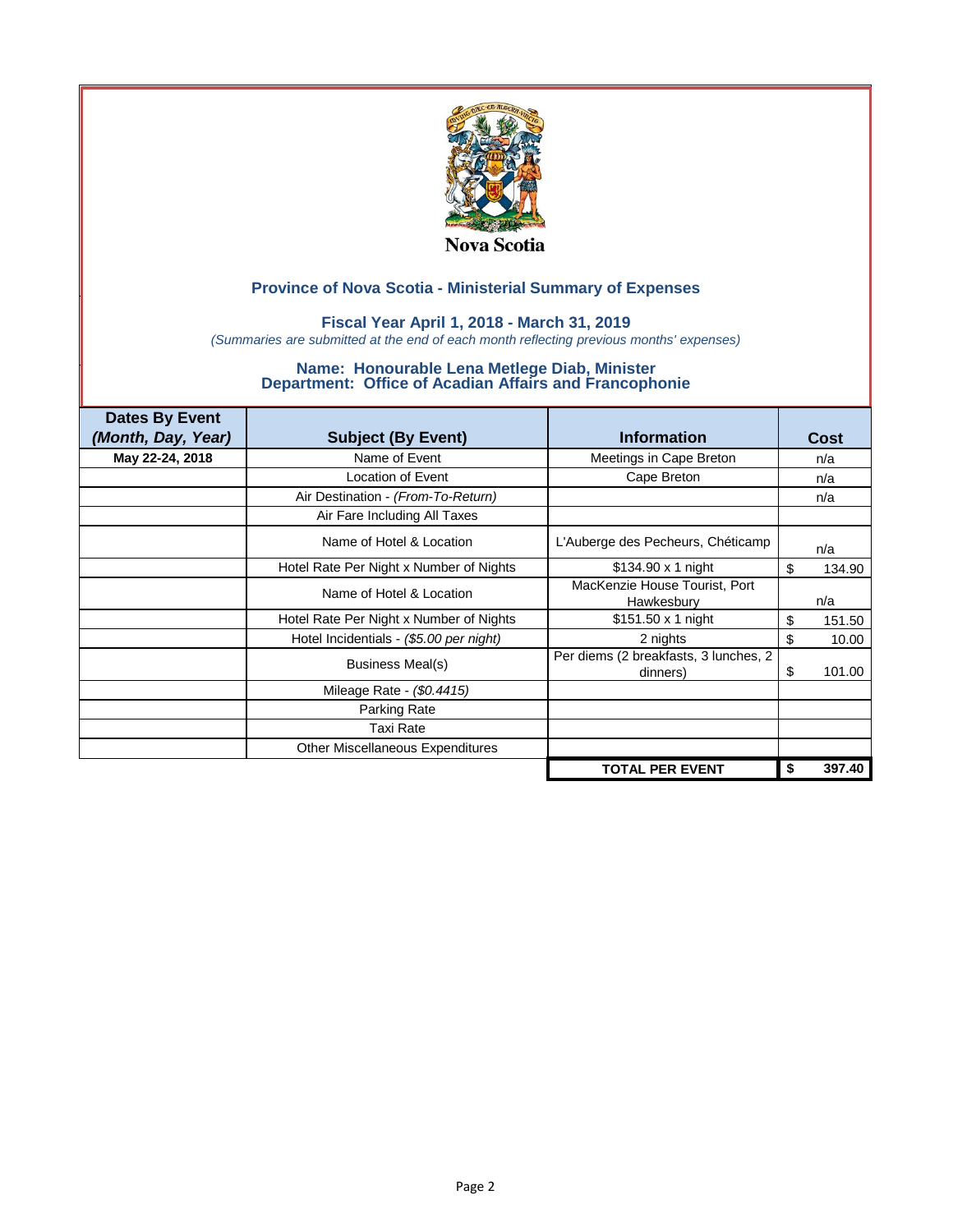Nova Scotia

## Province of Nova Scotia - Ministerial Summary of Expenses

### Fiscal Year April 1, 2018 - March 31, 2019

*(Summaries are submitted at the end of each month reflecting previous months' expenses)*

### Name: Honourable Lena Metlege Diab, Minister
### Department: Office of Acadian Affairs and Francophonie

| Dates By Event *(Month, Day, Year)* | Subject (By Event) | Information | Cost |
|---|---|---|---|
| **May 22-24, 2018** | Name of Event | Meetings in Cape Breton | n/a |
| | Location of Event | Cape Breton | n/a |
| | Air Destination - *(From-To-Return)* | | n/a |
| | Air Fare Including All Taxes | | |
| | Name of Hotel & Location | L'Auberge des Pecheurs, Chéticamp | n/a |
| | Hotel Rate Per Night x Number of Nights | $134.90 x 1 night | $ 134.90 |
| | Name of Hotel & Location | MacKenzie House Tourist, Port Hawkesbury | n/a |
| | Hotel Rate Per Night x Number of Nights | $151.50 x 1 night | $ 151.50 |
| | Hotel Incidentials - *($5.00 per night)* | 2 nights | $ 10.00 |
| | Business Meal(s) | Per diems (2 breakfasts, 3 lunches, 2 dinners) | $ 101.00 |
| | Mileage Rate - *($0.4415)* | | |
| | Parking Rate | | |
| | Taxi Rate | | |
| | Other Miscellaneous Expenditures | | |
| | | **TOTAL PER EVENT** | **$ 397.40** |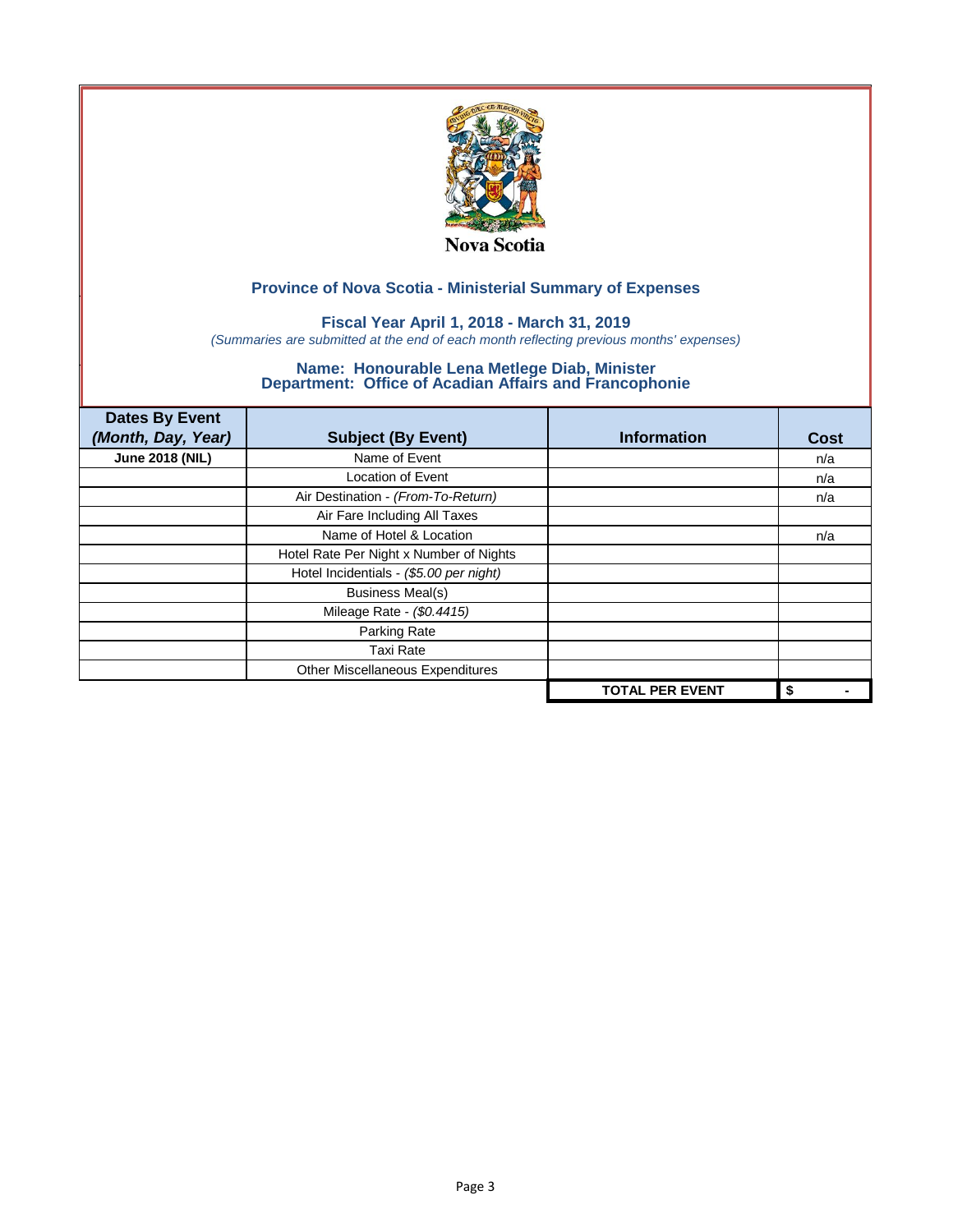Nova Scotia

## Province of Nova Scotia - Ministerial Summary of Expenses

### Fiscal Year April 1, 2018 - March 31, 2019

*(Summaries are submitted at the end of each month reflecting previous months' expenses)*

### Name: Honourable Lena Metlege Diab, Minister
### Department: Office of Acadian Affairs and Francophonie

| Dates By Event *(Month, Day, Year)* | Subject (By Event) | Information | Cost |
|---|---|---|---|
| **June 2018 (NIL)** | Name of Event | | n/a |
| | Location of Event | | n/a |
| | Air Destination - *(From-To-Return)* | | n/a |
| | Air Fare Including All Taxes | | |
| | Name of Hotel & Location | | n/a |
| | Hotel Rate Per Night x Number of Nights | | |
| | Hotel Incidentials - *($5.00 per night)* | | |
| | Business Meal(s) | | |
| | Mileage Rate - *($0.4415)* | | |
| | Parking Rate | | |
| | Taxi Rate | | |
| | Other Miscellaneous Expenditures | | |
| | | **TOTAL PER EVENT** | **$ -** |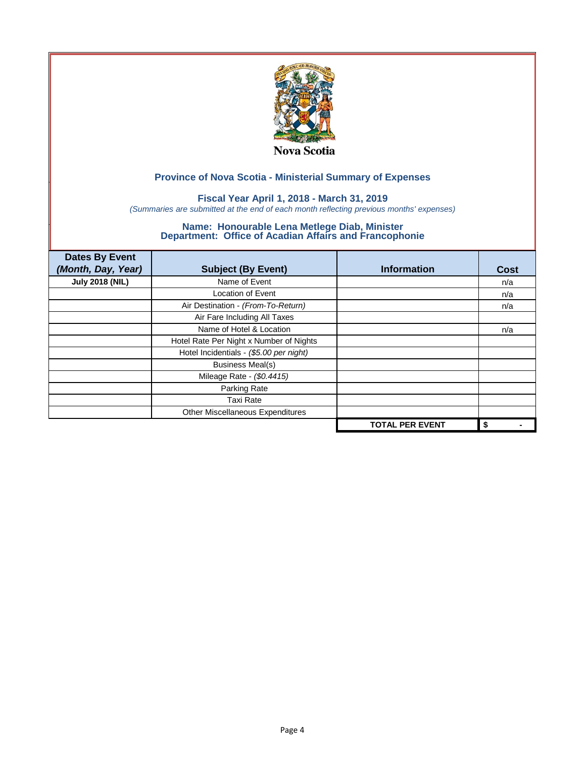Nova Scotia

## Province of Nova Scotia - Ministerial Summary of Expenses

### Fiscal Year April 1, 2018 - March 31, 2019

*(Summaries are submitted at the end of each month reflecting previous months' expenses)*

### Name: Honourable Lena Metlege Diab, Minister
### Department: Office of Acadian Affairs and Francophonie

| Dates By Event *(Month, Day, Year)* | Subject (By Event) | Information | Cost |
|---|---|---|---|
| **July 2018 (NIL)** | Name of Event | | n/a |
| | Location of Event | | n/a |
| | Air Destination - *(From-To-Return)* | | n/a |
| | Air Fare Including All Taxes | | |
| | Name of Hotel & Location | | n/a |
| | Hotel Rate Per Night x Number of Nights | | |
| | Hotel Incidentials - *($5.00 per night)* | | |
| | Business Meal(s) | | |
| | Mileage Rate - *($0.4415)* | | |
| | Parking Rate | | |
| | Taxi Rate | | |
| | Other Miscellaneous Expenditures | | |
| | | **TOTAL PER EVENT** | **$ -** |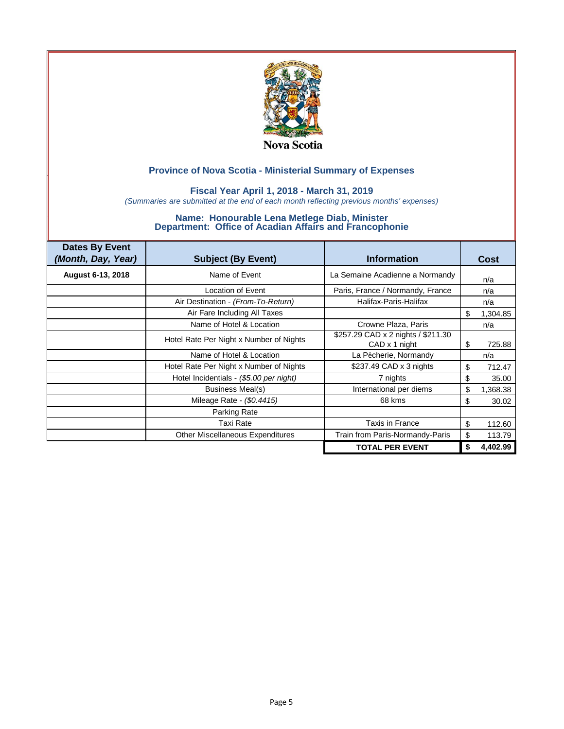Nova Scotia

## Province of Nova Scotia - Ministerial Summary of Expenses

### Fiscal Year April 1, 2018 - March 31, 2019

*(Summaries are submitted at the end of each month reflecting previous months' expenses)*

### Name: Honourable Lena Metlege Diab, Minister
### Department: Office of Acadian Affairs and Francophonie

| Dates By Event *(Month, Day, Year)* | Subject (By Event) | Information | Cost |
|---|---|---|---|
| **August 6-13, 2018** | Name of Event | La Semaine Acadienne a Normandy | n/a |
| | Location of Event | Paris, France / Normandy, France | n/a |
| | Air Destination - *(From-To-Return)* | Halifax-Paris-Halifax | n/a |
| | Air Fare Including All Taxes | | $ 1,304.85 |
| | Name of Hotel & Location | Crowne Plaza, Paris | n/a |
| | Hotel Rate Per Night x Number of Nights | $257.29 CAD x 2 nights / $211.30 CAD x 1 night | $ 725.88 |
| | Name of Hotel & Location | La Pêcherie, Normandy | n/a |
| | Hotel Rate Per Night x Number of Nights | $237.49 CAD x 3 nights | $ 712.47 |
| | Hotel Incidentials - *($5.00 per night)* | 7 nights | $ 35.00 |
| | Business Meal(s) | International per diems | $ 1,368.38 |
| | Mileage Rate - *($0.4415)* | 68 kms | $ 30.02 |
| | Parking Rate | | |
| | Taxi Rate | Taxis in France | $ 112.60 |
| | Other Miscellaneous Expenditures | Train from Paris-Normandy-Paris | $ 113.79 |
| | | **TOTAL PER EVENT** | **$ 4,402.99** |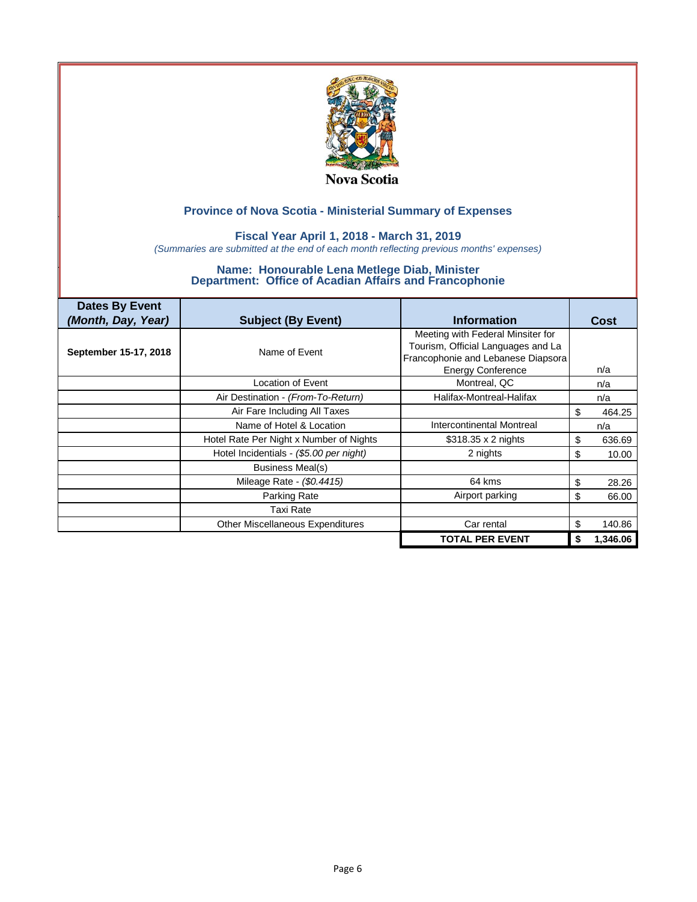Nova Scotia

## Province of Nova Scotia - Ministerial Summary of Expenses

### Fiscal Year April 1, 2018 - March 31, 2019

*(Summaries are submitted at the end of each month reflecting previous months' expenses)*

### Name: Honourable Lena Metlege Diab, Minister
### Department: Office of Acadian Affairs and Francophonie

| Dates By Event *(Month, Day, Year)* | Subject (By Event) | Information | Cost |
|---|---|---|---|
| **September 15-17, 2018** | Name of Event | Meeting with Federal Minsiter for Tourism, Official Languages and La Francophonie and Lebanese Diapsora Energy Conference | n/a |
| | Location of Event | Montreal, QC | n/a |
| | Air Destination - *(From-To-Return)* | Halifax-Montreal-Halifax | n/a |
| | Air Fare Including All Taxes | | $ 464.25 |
| | Name of Hotel & Location | Intercontinental Montreal | n/a |
| | Hotel Rate Per Night x Number of Nights | $318.35 x 2 nights | $ 636.69 |
| | Hotel Incidentials - *($5.00 per night)* | 2 nights | $ 10.00 |
| | Business Meal(s) | | |
| | Mileage Rate - *($0.4415)* | 64 kms | $ 28.26 |
| | Parking Rate | Airport parking | $ 66.00 |
| | Taxi Rate | | |
| | Other Miscellaneous Expenditures | Car rental | $ 140.86 |
| | | **TOTAL PER EVENT** | **$ 1,346.06** |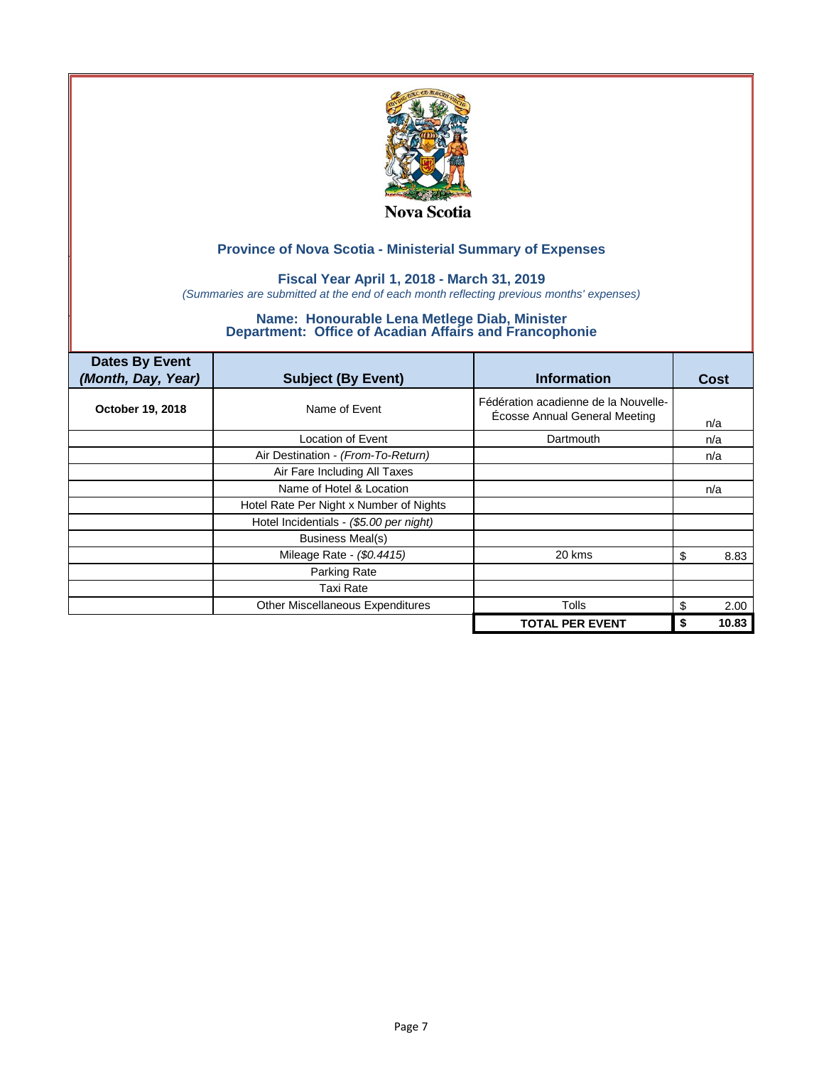Nova Scotia

## Province of Nova Scotia - Ministerial Summary of Expenses

### Fiscal Year April 1, 2018 - March 31, 2019

*(Summaries are submitted at the end of each month reflecting previous months' expenses)*

### Name: Honourable Lena Metlege Diab, Minister
### Department: Office of Acadian Affairs and Francophonie

| Dates By Event *(Month, Day, Year)* | Subject (By Event) | Information | Cost |
|---|---|---|---|
| **October 19, 2018** | Name of Event | Fédération acadienne de la Nouvelle-Écosse Annual General Meeting | n/a |
| | Location of Event | Dartmouth | n/a |
| | Air Destination - *(From-To-Return)* | | n/a |
| | Air Fare Including All Taxes | | |
| | Name of Hotel & Location | | n/a |
| | Hotel Rate Per Night x Number of Nights | | |
| | Hotel Incidentials - *($5.00 per night)* | | |
| | Business Meal(s) | | |
| | Mileage Rate - *($0.4415)* | 20 kms | $ 8.83 |
| | Parking Rate | | |
| | Taxi Rate | | |
| | Other Miscellaneous Expenditures | Tolls | $ 2.00 |
| | | **TOTAL PER EVENT** | **$ 10.83** |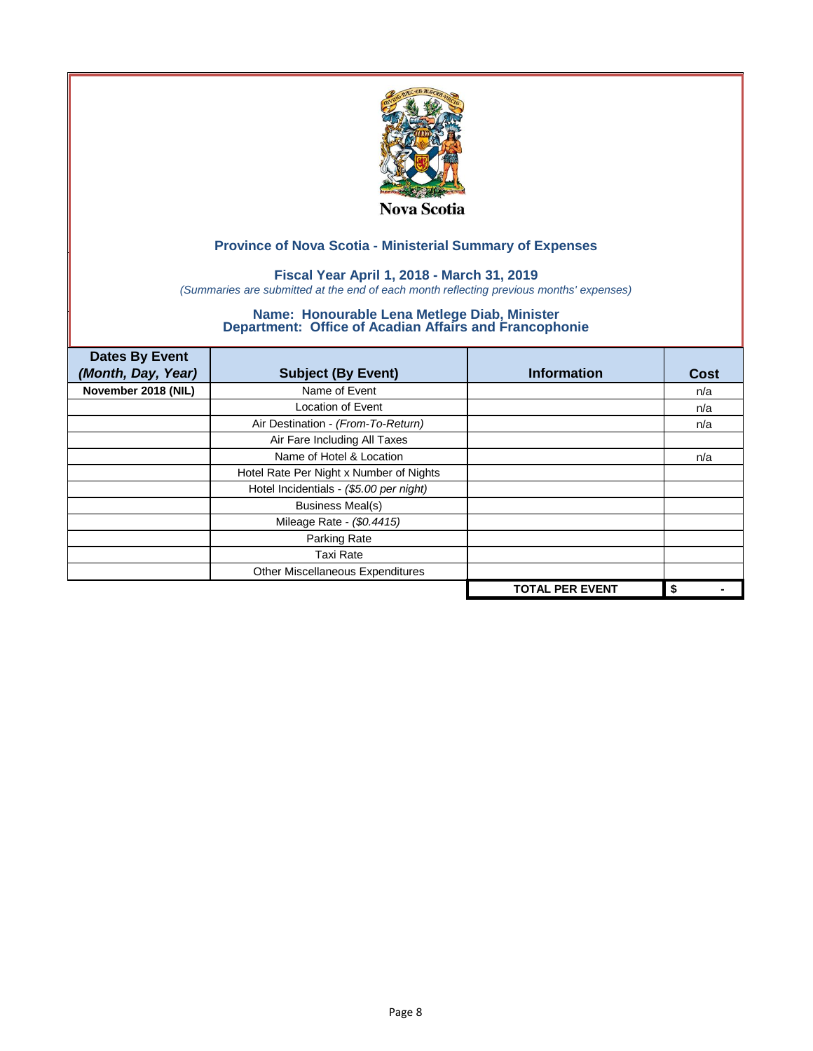Nova Scotia

## Province of Nova Scotia - Ministerial Summary of Expenses

### Fiscal Year April 1, 2018 - March 31, 2019

*(Summaries are submitted at the end of each month reflecting previous months' expenses)*

### Name: Honourable Lena Metlege Diab, Minister
### Department: Office of Acadian Affairs and Francophonie

| Dates By Event *(Month, Day, Year)* | Subject (By Event) | Information | Cost |
|---|---|---|---|
| **November 2018 (NIL)** | Name of Event | | n/a |
| | Location of Event | | n/a |
| | Air Destination - *(From-To-Return)* | | n/a |
| | Air Fare Including All Taxes | | |
| | Name of Hotel & Location | | n/a |
| | Hotel Rate Per Night x Number of Nights | | |
| | Hotel Incidentials - *($5.00 per night)* | | |
| | Business Meal(s) | | |
| | Mileage Rate - *($0.4415)* | | |
| | Parking Rate | | |
| | Taxi Rate | | |
| | Other Miscellaneous Expenditures | | |
| | | **TOTAL PER EVENT** | **$ -** |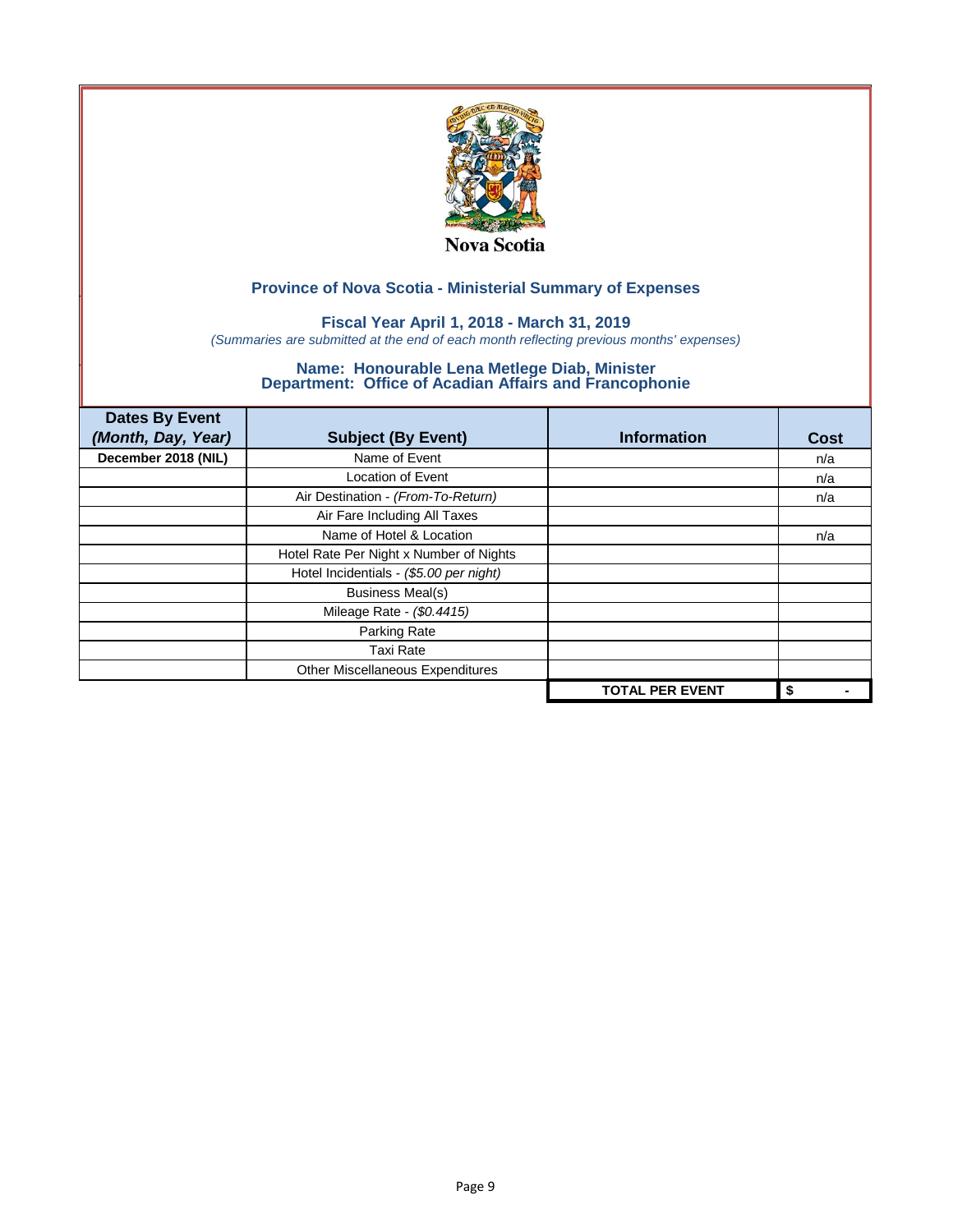Nova Scotia

## Province of Nova Scotia - Ministerial Summary of Expenses

### Fiscal Year April 1, 2018 - March 31, 2019

*(Summaries are submitted at the end of each month reflecting previous months' expenses)*

### Name: Honourable Lena Metlege Diab, Minister
### Department: Office of Acadian Affairs and Francophonie

| Dates By Event *(Month, Day, Year)* | Subject (By Event) | Information | Cost |
|---|---|---|---|
| **December 2018 (NIL)** | Name of Event | | n/a |
| | Location of Event | | n/a |
| | Air Destination - *(From-To-Return)* | | n/a |
| | Air Fare Including All Taxes | | |
| | Name of Hotel & Location | | n/a |
| | Hotel Rate Per Night x Number of Nights | | |
| | Hotel Incidentials - *($5.00 per night)* | | |
| | Business Meal(s) | | |
| | Mileage Rate - *($0.4415)* | | |
| | Parking Rate | | |
| | Taxi Rate | | |
| | Other Miscellaneous Expenditures | | |
| | | **TOTAL PER EVENT** | **$ -** |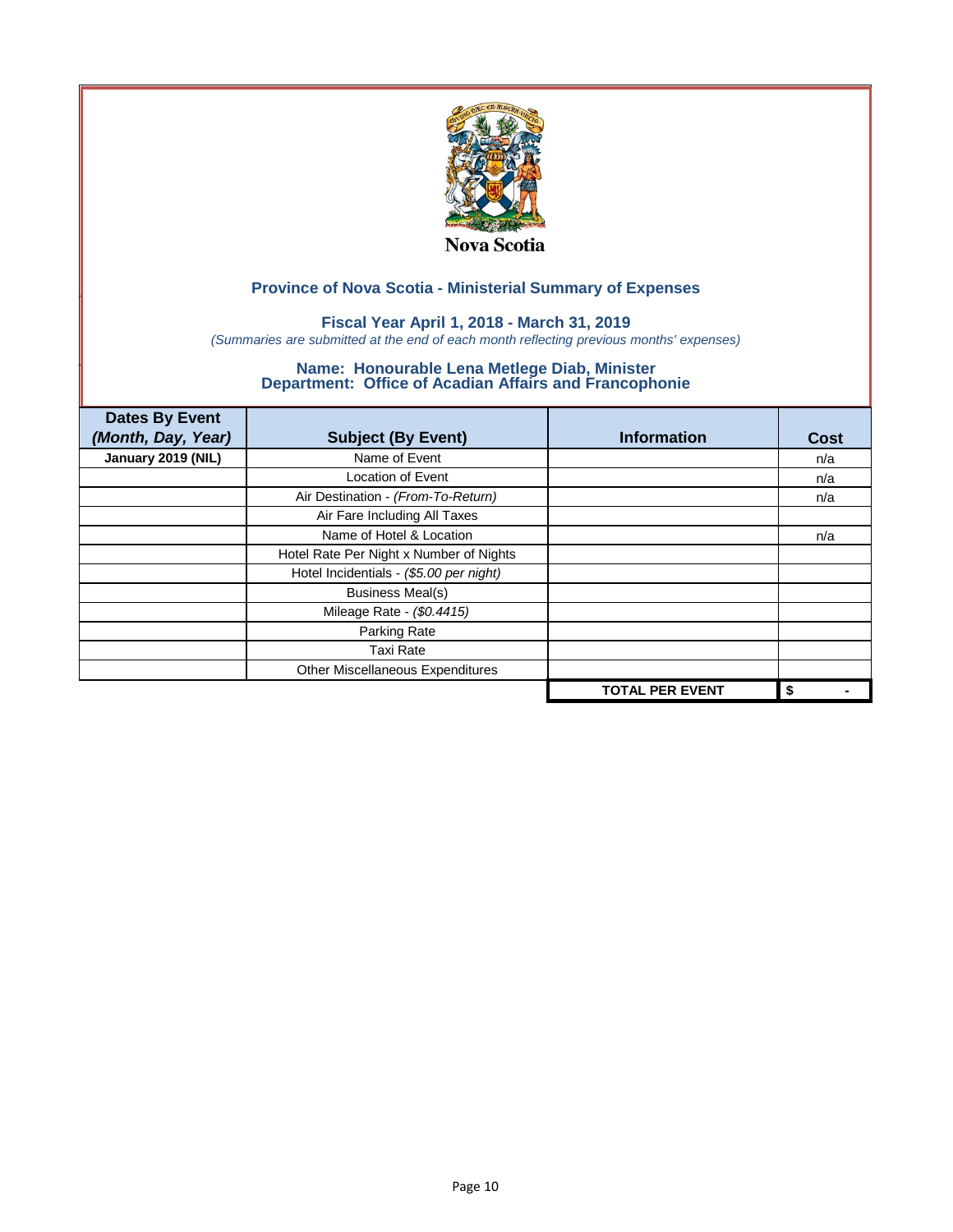Nova Scotia

## Province of Nova Scotia - Ministerial Summary of Expenses

### Fiscal Year April 1, 2018 - March 31, 2019

*(Summaries are submitted at the end of each month reflecting previous months' expenses)*

### Name: Honourable Lena Metlege Diab, Minister
### Department: Office of Acadian Affairs and Francophonie

| Dates By Event *(Month, Day, Year)* | Subject (By Event) | Information | Cost |
|---|---|---|---|
| **January 2019 (NIL)** | Name of Event | | n/a |
| | Location of Event | | n/a |
| | Air Destination - *(From-To-Return)* | | n/a |
| | Air Fare Including All Taxes | | |
| | Name of Hotel & Location | | n/a |
| | Hotel Rate Per Night x Number of Nights | | |
| | Hotel Incidentials - *($5.00 per night)* | | |
| | Business Meal(s) | | |
| | Mileage Rate - *($0.4415)* | | |
| | Parking Rate | | |
| | Taxi Rate | | |
| | Other Miscellaneous Expenditures | | |
| | | **TOTAL PER EVENT** | **$ -** |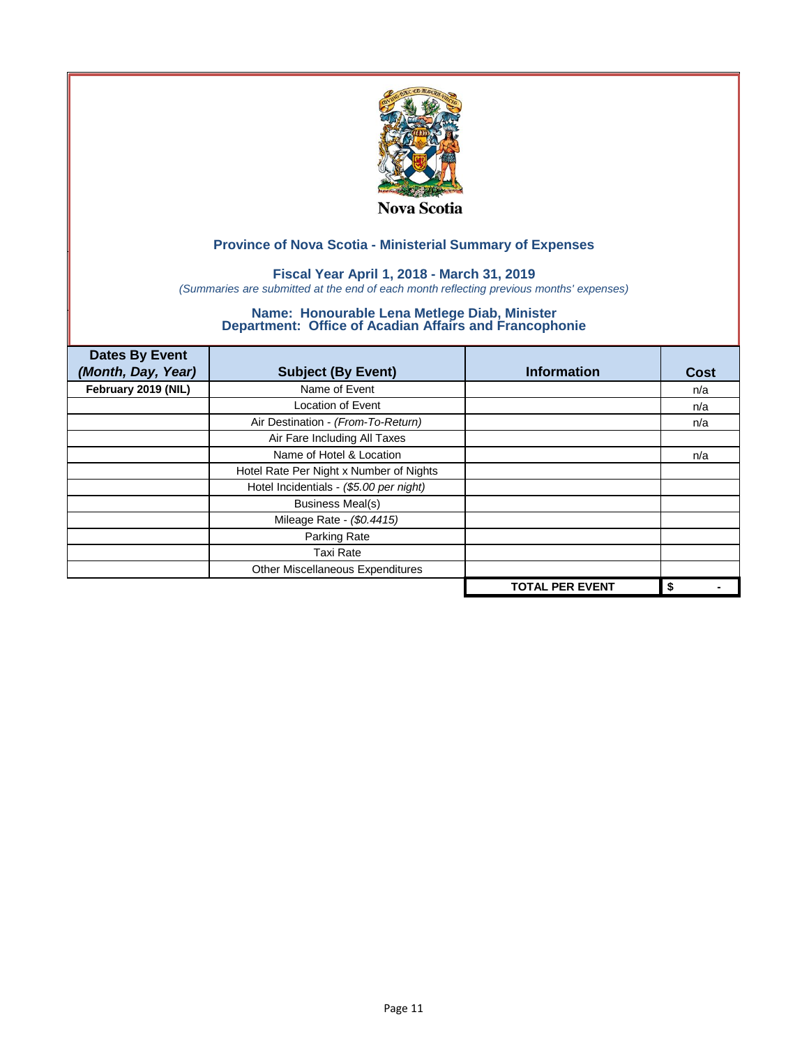Nova Scotia

## Province of Nova Scotia - Ministerial Summary of Expenses

### Fiscal Year April 1, 2018 - March 31, 2019

*(Summaries are submitted at the end of each month reflecting previous months' expenses)*

### Name: Honourable Lena Metlege Diab, Minister
### Department: Office of Acadian Affairs and Francophonie

| Dates By Event *(Month, Day, Year)* | Subject (By Event) | Information | Cost |
|---|---|---|---|
| **February 2019 (NIL)** | Name of Event | | n/a |
| | Location of Event | | n/a |
| | Air Destination - *(From-To-Return)* | | n/a |
| | Air Fare Including All Taxes | | |
| | Name of Hotel & Location | | n/a |
| | Hotel Rate Per Night x Number of Nights | | |
| | Hotel Incidentials - *($5.00 per night)* | | |
| | Business Meal(s) | | |
| | Mileage Rate - *($0.4415)* | | |
| | Parking Rate | | |
| | Taxi Rate | | |
| | Other Miscellaneous Expenditures | | |
| | | **TOTAL PER EVENT** | **$ -** |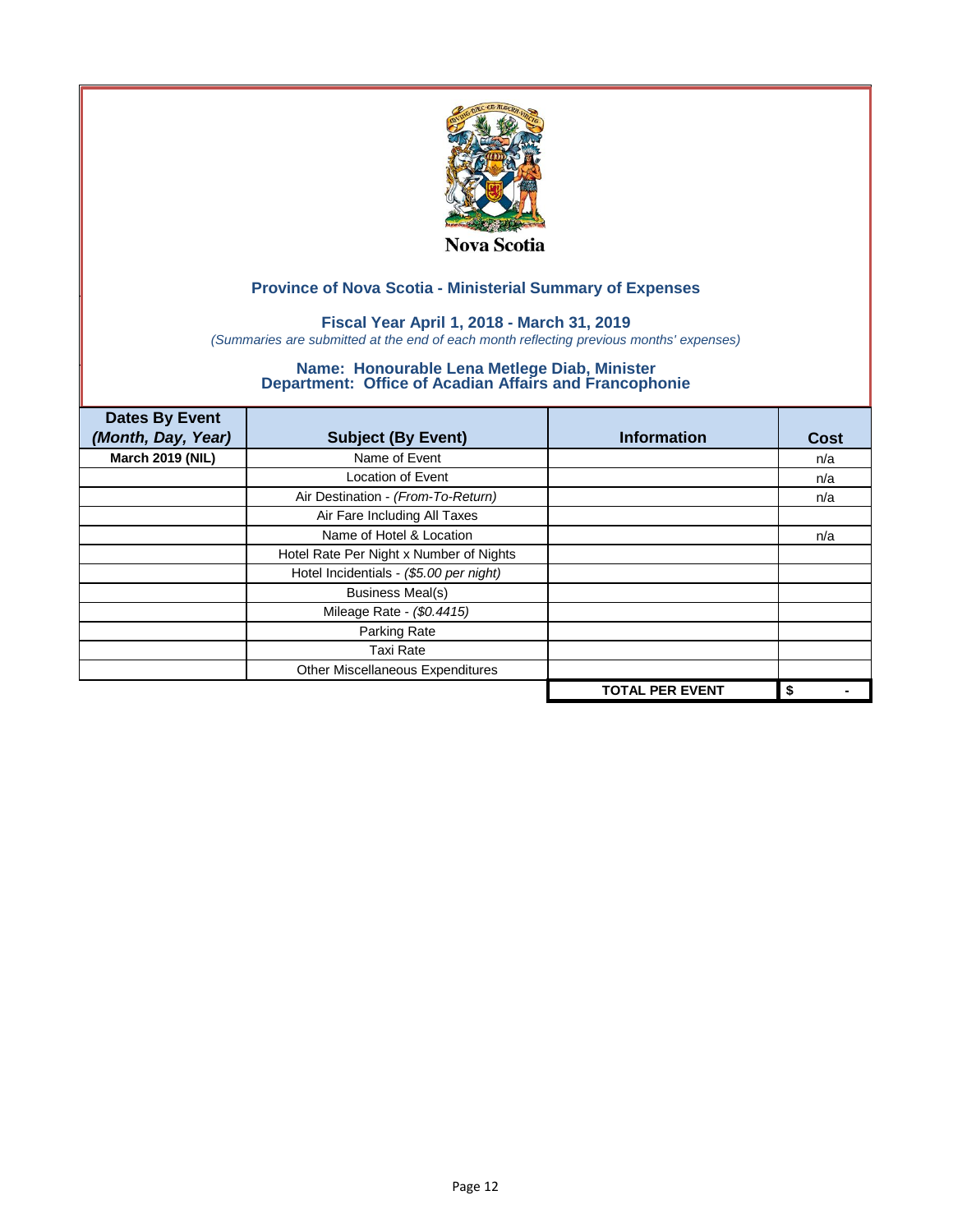Nova Scotia

## Province of Nova Scotia - Ministerial Summary of Expenses

### Fiscal Year April 1, 2018 - March 31, 2019

*(Summaries are submitted at the end of each month reflecting previous months' expenses)*

### Name: Honourable Lena Metlege Diab, Minister
### Department: Office of Acadian Affairs and Francophonie

| Dates By Event *(Month, Day, Year)* | Subject (By Event) | Information | Cost |
|---|---|---|---|
| **March 2019 (NIL)** | Name of Event | | n/a |
| | Location of Event | | n/a |
| | Air Destination - *(From-To-Return)* | | n/a |
| | Air Fare Including All Taxes | | |
| | Name of Hotel & Location | | n/a |
| | Hotel Rate Per Night x Number of Nights | | |
| | Hotel Incidentials - *($5.00 per night)* | | |
| | Business Meal(s) | | |
| | Mileage Rate - *($0.4415)* | | |
| | Parking Rate | | |
| | Taxi Rate | | |
| | Other Miscellaneous Expenditures | | |
| | | **TOTAL PER EVENT** | **$ -** |